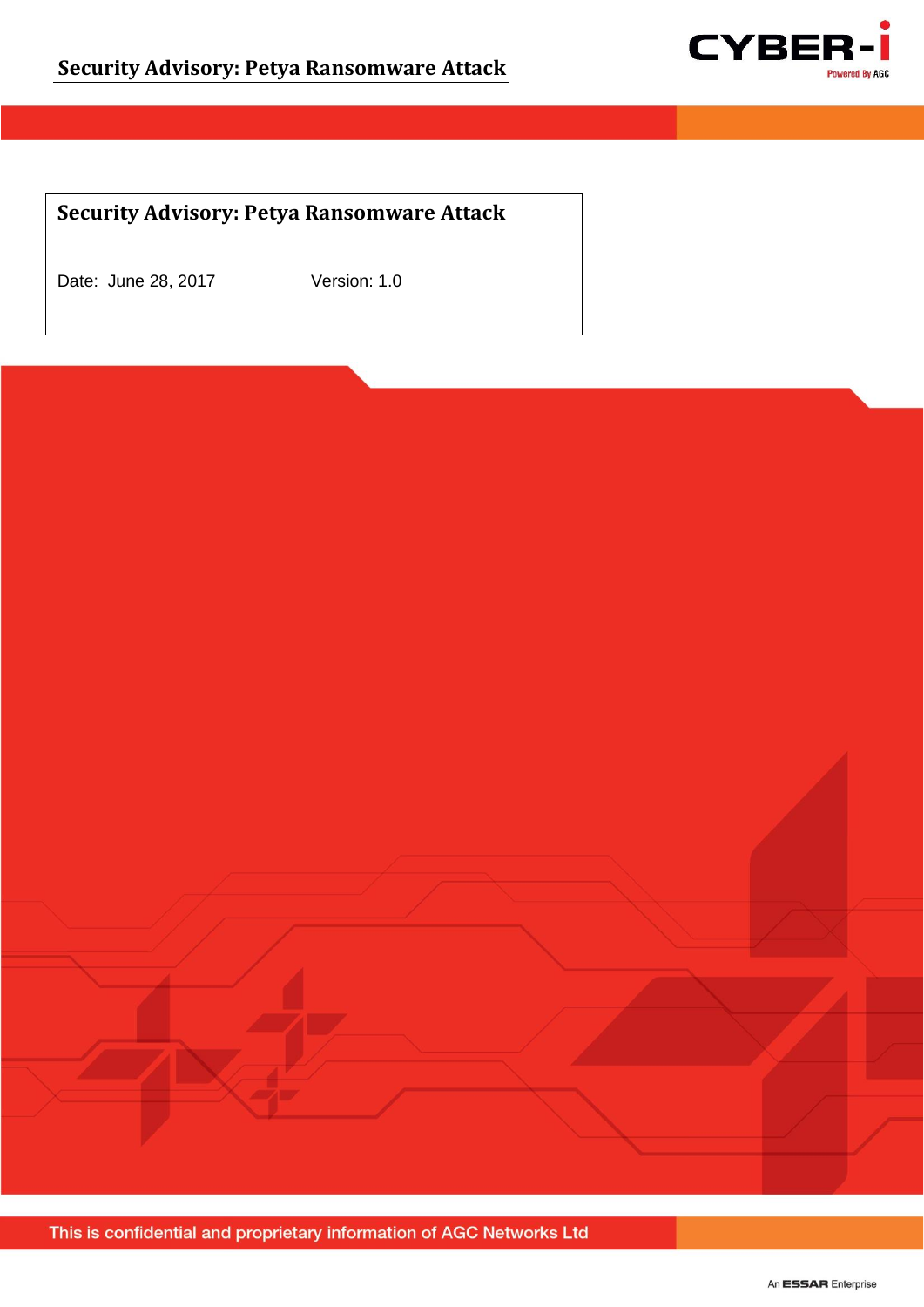# Security Advisory: Petya Ransomware Attack

Date: June 28, 2017    Version: 1.0

This is confidential and proprietary information of AGC Networks Ltd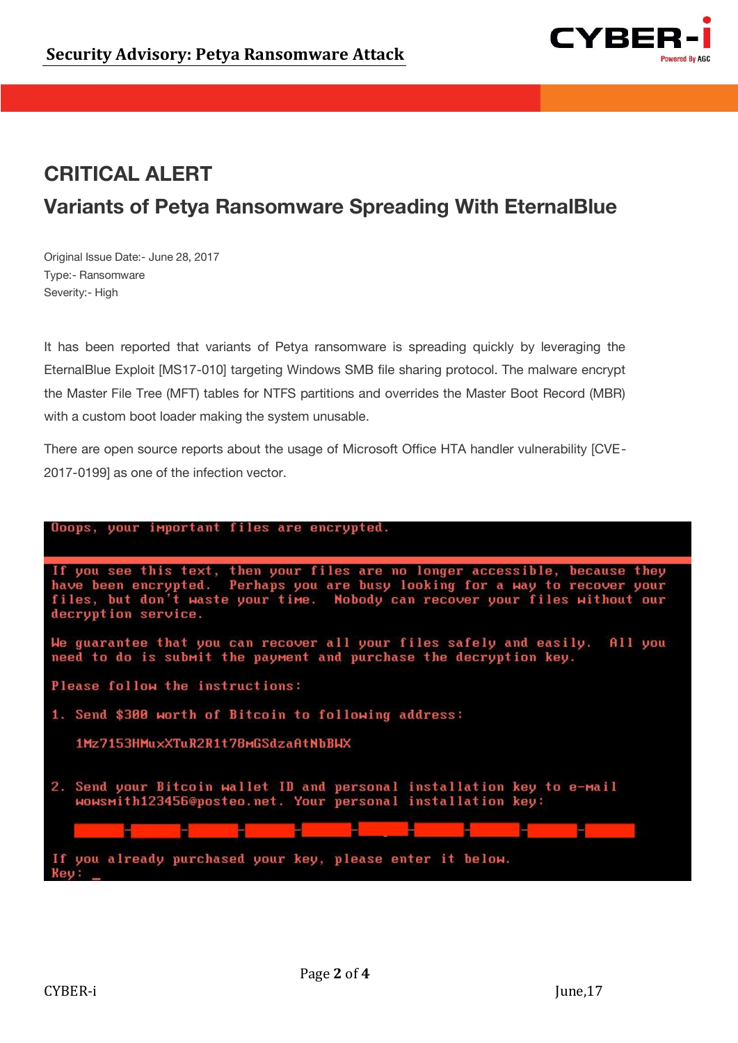# CRITICAL ALERT

## Variants of Petya Ransomware Spreading With EternalBlue

Original Issue Date:- June 28, 2017
Type:- Ransomware
Severity:- High

It has been reported that variants of Petya ransomware is spreading quickly by leveraging the EternalBlue Exploit [MS17-010] targeting Windows SMB file sharing protocol. The malware encrypt the Master File Tree (MFT) tables for NTFS partitions and overrides the Master Boot Record (MBR) with a custom boot loader making the system unusable.

There are open source reports about the usage of Microsoft Office HTA handler vulnerability [CVE-2017-0199] as one of the infection vector.

```
Ooops, your important files are encrypted.

If you see this text, then your files are no longer accessible, because they
have been encrypted.  Perhaps you are busy looking for a way to recover your
files, but don't waste your time.  Nobody can recover your files without our
decryption service.

We guarantee that you can recover all your files safely and easily.  All you
need to do is submit the payment and purchase the decryption key.

Please follow the instructions:

1. Send $300 worth of Bitcoin to following address:

   1Mz7153HMuxXTuR2R1t78mGSdzaAtNbBWX

2. Send your Bitcoin wallet ID and personal installation key to e-mail
   wowsmith123456@posteo.net. Your personal installation key:

If you already purchased your key, please enter it below.
Key: _
```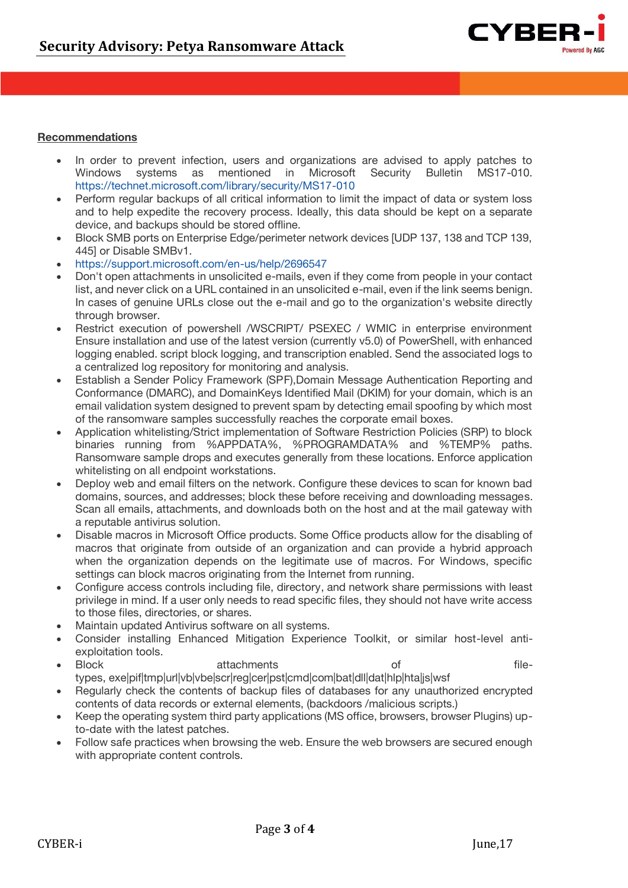**Recommendations**

- In order to prevent infection, users and organizations are advised to apply patches to Windows systems as mentioned in Microsoft Security Bulletin MS17-010. https://technet.microsoft.com/library/security/MS17-010
- Perform regular backups of all critical information to limit the impact of data or system loss and to help expedite the recovery process. Ideally, this data should be kept on a separate device, and backups should be stored offline.
- Block SMB ports on Enterprise Edge/perimeter network devices [UDP 137, 138 and TCP 139, 445] or Disable SMBv1.
- https://support.microsoft.com/en-us/help/2696547
- Don't open attachments in unsolicited e-mails, even if they come from people in your contact list, and never click on a URL contained in an unsolicited e-mail, even if the link seems benign. In cases of genuine URLs close out the e-mail and go to the organization's website directly through browser.
- Restrict execution of powershell /WSCRIPT/ PSEXEC / WMIC in enterprise environment Ensure installation and use of the latest version (currently v5.0) of PowerShell, with enhanced logging enabled. script block logging, and transcription enabled. Send the associated logs to a centralized log repository for monitoring and analysis.
- Establish a Sender Policy Framework (SPF),Domain Message Authentication Reporting and Conformance (DMARC), and DomainKeys Identified Mail (DKIM) for your domain, which is an email validation system designed to prevent spam by detecting email spoofing by which most of the ransomware samples successfully reaches the corporate email boxes.
- Application whitelisting/Strict implementation of Software Restriction Policies (SRP) to block binaries running from %APPDATA%, %PROGRAMDATA% and %TEMP% paths. Ransomware sample drops and executes generally from these locations. Enforce application whitelisting on all endpoint workstations.
- Deploy web and email filters on the network. Configure these devices to scan for known bad domains, sources, and addresses; block these before receiving and downloading messages. Scan all emails, attachments, and downloads both on the host and at the mail gateway with a reputable antivirus solution.
- Disable macros in Microsoft Office products. Some Office products allow for the disabling of macros that originate from outside of an organization and can provide a hybrid approach when the organization depends on the legitimate use of macros. For Windows, specific settings can block macros originating from the Internet from running.
- Configure access controls including file, directory, and network share permissions with least privilege in mind. If a user only needs to read specific files, they should not have write access to those files, directories, or shares.
- Maintain updated Antivirus software on all systems.
- Consider installing Enhanced Mitigation Experience Toolkit, or similar host-level anti-exploitation tools.
- Block attachments of file-types, exe|pif|tmp|url|vb|vbe|scr|reg|cer|pst|cmd|com|bat|dll|dat|hlp|hta|js|wsf
- Regularly check the contents of backup files of databases for any unauthorized encrypted contents of data records or external elements, (backdoors /malicious scripts.)
- Keep the operating system third party applications (MS office, browsers, browser Plugins) up-to-date with the latest patches.
- Follow safe practices when browsing the web. Ensure the web browsers are secured enough with appropriate content controls.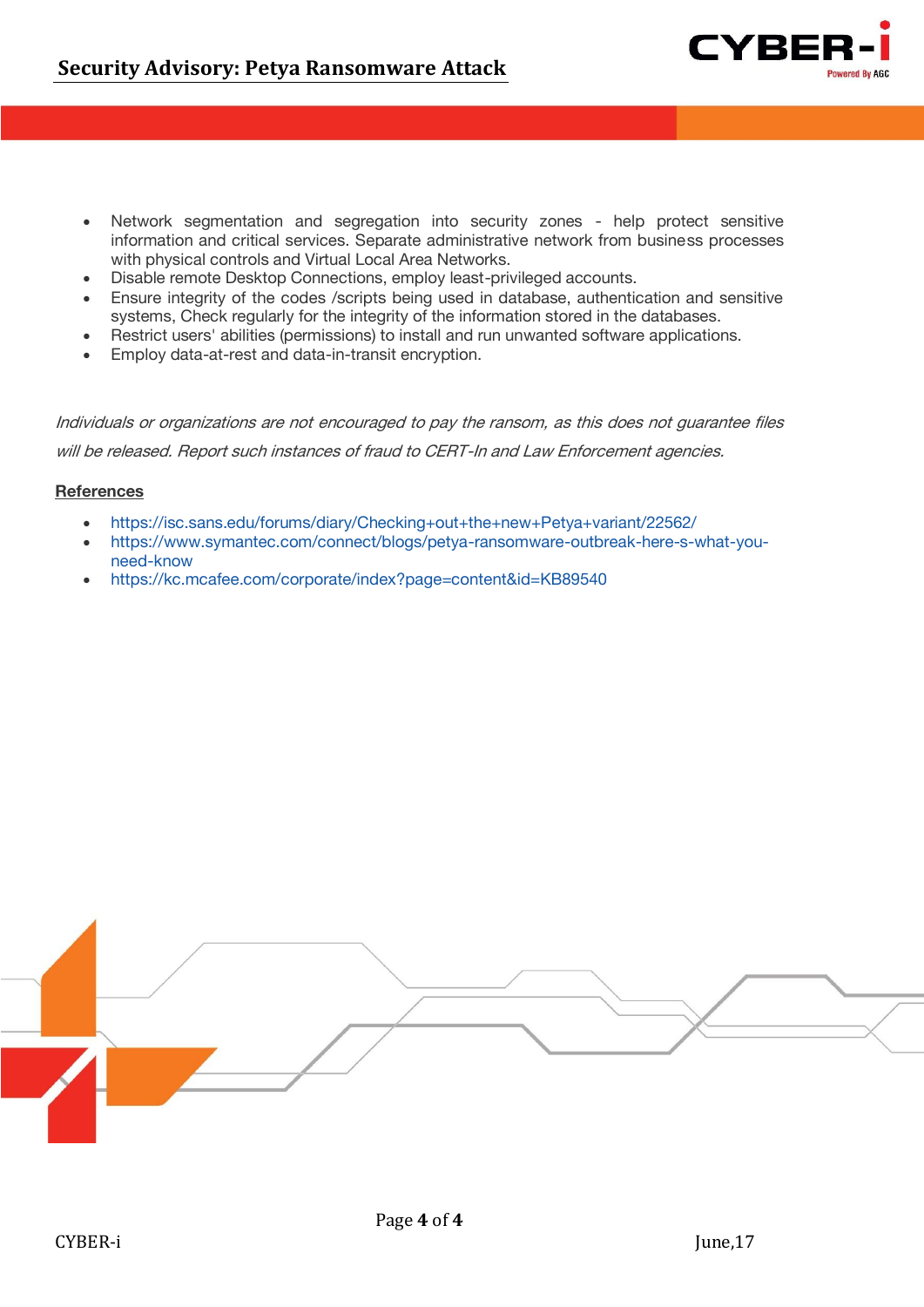- Network segmentation and segregation into security zones - help protect sensitive information and critical services. Separate administrative network from business processes with physical controls and Virtual Local Area Networks.
- Disable remote Desktop Connections, employ least-privileged accounts.
- Ensure integrity of the codes /scripts being used in database, authentication and sensitive systems, Check regularly for the integrity of the information stored in the databases.
- Restrict users' abilities (permissions) to install and run unwanted software applications.
- Employ data-at-rest and data-in-transit encryption.

*Individuals or organizations are not encouraged to pay the ransom, as this does not guarantee files will be released. Report such instances of fraud to CERT-In and Law Enforcement agencies.*

## References

- https://isc.sans.edu/forums/diary/Checking+out+the+new+Petya+variant/22562/
- https://www.symantec.com/connect/blogs/petya-ransomware-outbreak-here-s-what-you-need-know
- https://kc.mcafee.com/corporate/index?page=content&id=KB89540